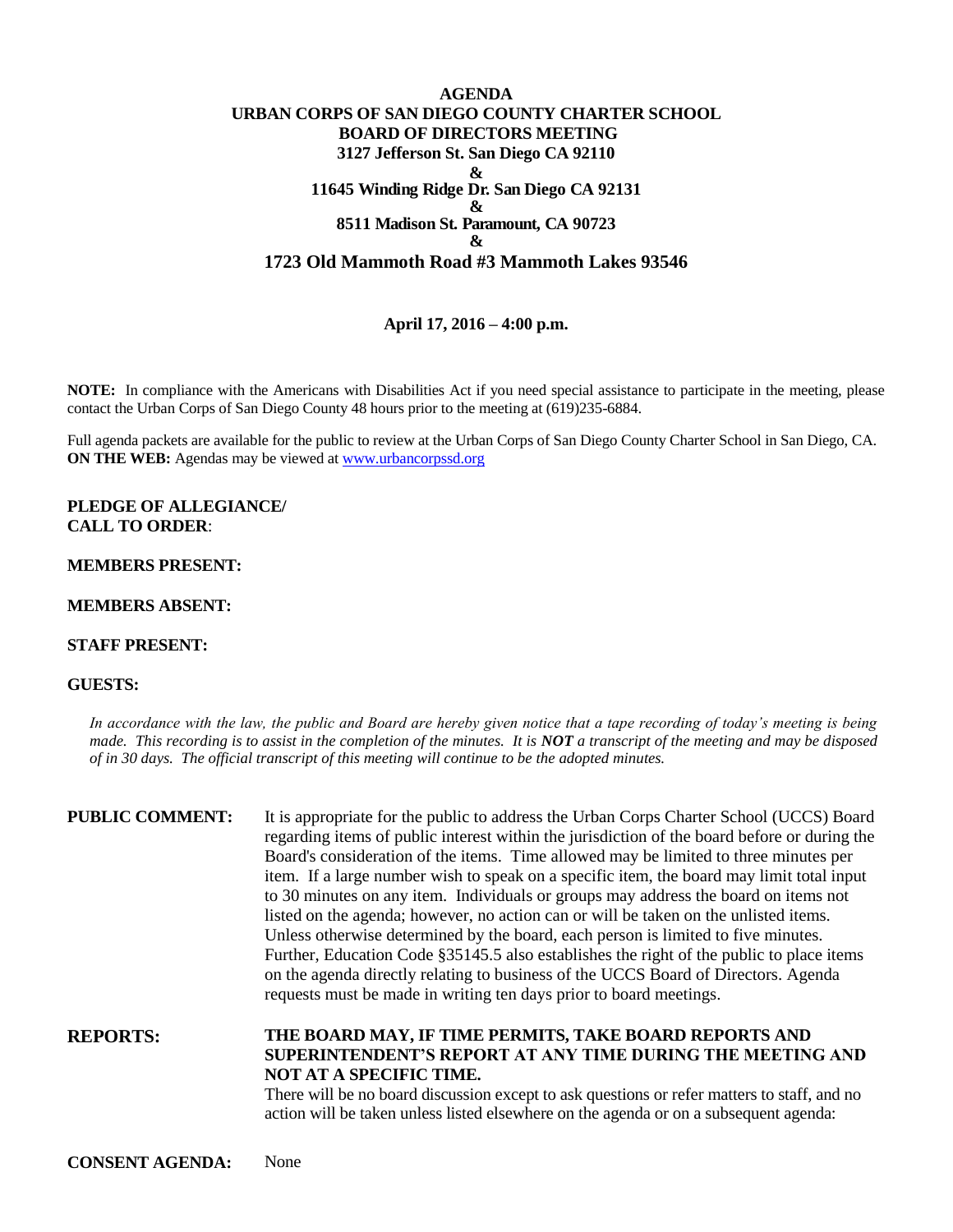# AGENDA
# URBAN CORPS OF SAN DIEGO COUNTY CHARTER SCHOOL
# BOARD OF DIRECTORS MEETING

**3127 Jefferson St. San Diego CA 92110**
**&**
**11645 Winding Ridge Dr. San Diego CA 92131**
**&**
**8511 Madison St. Paramount, CA 90723**
**&**
**1723 Old Mammoth Road #3 Mammoth Lakes 93546**

**April 17, 2016 – 4:00 p.m.**

**NOTE:** In compliance with the Americans with Disabilities Act if you need special assistance to participate in the meeting, please contact the Urban Corps of San Diego County 48 hours prior to the meeting at (619)235-6884.

Full agenda packets are available for the public to review at the Urban Corps of San Diego County Charter School in San Diego, CA. **ON THE WEB:** Agendas may be viewed at [www.urbancorpssd.org](www.urbancorpssd.org)

**PLEDGE OF ALLEGIANCE/**
**CALL TO ORDER**:

**MEMBERS PRESENT:**

**MEMBERS ABSENT:**

**STAFF PRESENT:**

**GUESTS:**

*In accordance with the law, the public and Board are hereby given notice that a tape recording of today's meeting is being made. This recording is to assist in the completion of the minutes. It is **NOT** a transcript of the meeting and may be disposed of in 30 days. The official transcript of this meeting will continue to be the adopted minutes.*

**PUBLIC COMMENT:** It is appropriate for the public to address the Urban Corps Charter School (UCCS) Board regarding items of public interest within the jurisdiction of the board before or during the Board's consideration of the items. Time allowed may be limited to three minutes per item. If a large number wish to speak on a specific item, the board may limit total input to 30 minutes on any item. Individuals or groups may address the board on items not listed on the agenda; however, no action can or will be taken on the unlisted items. Unless otherwise determined by the board, each person is limited to five minutes. Further, Education Code §35145.5 also establishes the right of the public to place items on the agenda directly relating to business of the UCCS Board of Directors. Agenda requests must be made in writing ten days prior to board meetings.

**REPORTS:** **THE BOARD MAY, IF TIME PERMITS, TAKE BOARD REPORTS AND SUPERINTENDENT'S REPORT AT ANY TIME DURING THE MEETING AND NOT AT A SPECIFIC TIME.**
There will be no board discussion except to ask questions or refer matters to staff, and no action will be taken unless listed elsewhere on the agenda or on a subsequent agenda:

**CONSENT AGENDA:** None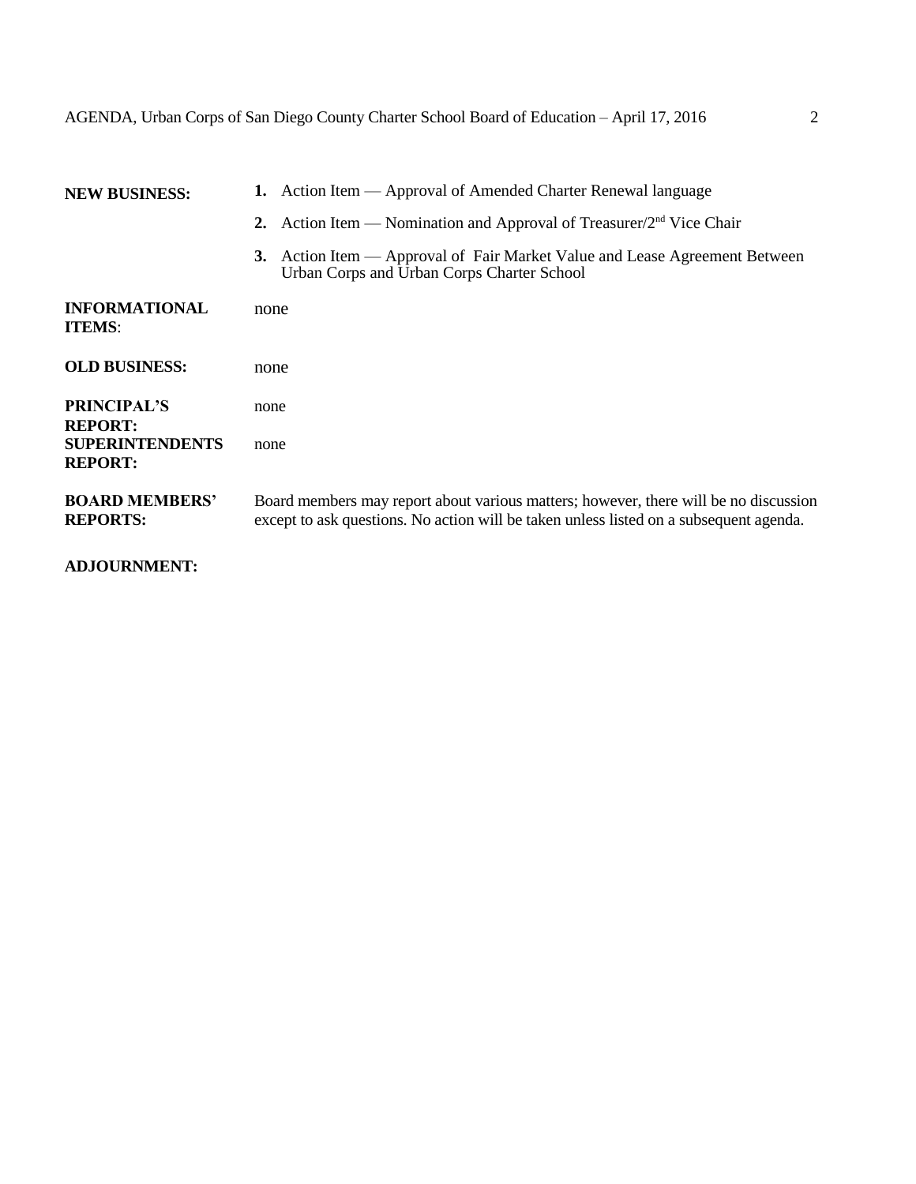**NEW BUSINESS:**

1. Action Item — Approval of Amended Charter Renewal language
2. Action Item — Nomination and Approval of Treasurer/2nd Vice Chair
3. Action Item — Approval of Fair Market Value and Lease Agreement Between Urban Corps and Urban Corps Charter School

**INFORMATIONAL ITEMS**: none

**OLD BUSINESS:** none

**PRINCIPAL'S REPORT:** none

**SUPERINTENDENTS REPORT:** none

**BOARD MEMBERS' REPORTS:** Board members may report about various matters; however, there will be no discussion except to ask questions. No action will be taken unless listed on a subsequent agenda.

**ADJOURNMENT:**